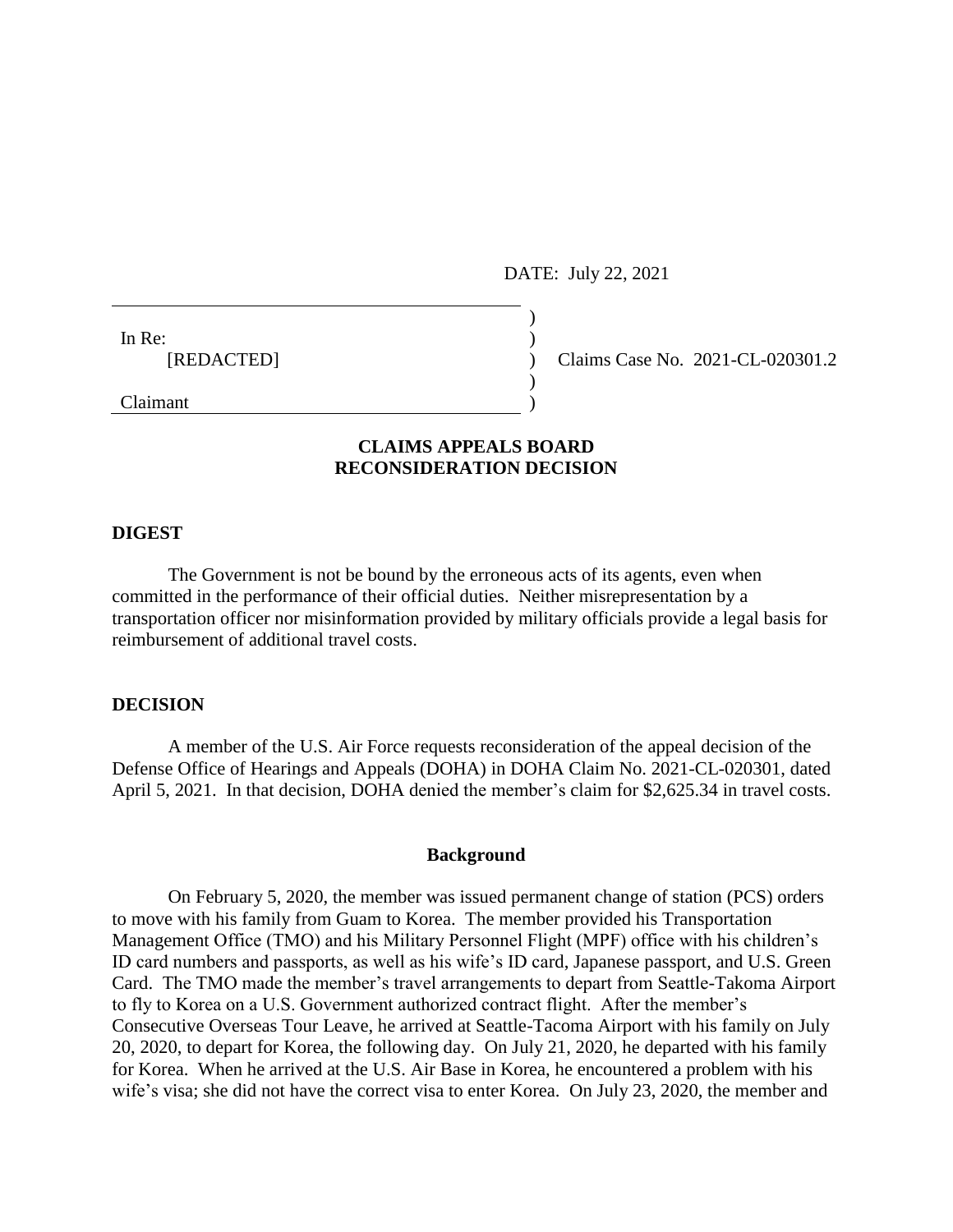DATE: July 22, 2021

| | | |
|---|---|---|
| In Re: | ) | |
| [REDACTED] | ) | Claims Case No. 2021-CL-020301.2 |
| | ) | |
| Claimant | ) | |

## CLAIMS APPEALS BOARD
## RECONSIDERATION DECISION

### DIGEST

The Government is not be bound by the erroneous acts of its agents, even when committed in the performance of their official duties. Neither misrepresentation by a transportation officer nor misinformation provided by military officials provide a legal basis for reimbursement of additional travel costs.

### DECISION

A member of the U.S. Air Force requests reconsideration of the appeal decision of the Defense Office of Hearings and Appeals (DOHA) in DOHA Claim No. 2021-CL-020301, dated April 5, 2021. In that decision, DOHA denied the member's claim for $2,625.34 in travel costs.

#### Background

On February 5, 2020, the member was issued permanent change of station (PCS) orders to move with his family from Guam to Korea. The member provided his Transportation Management Office (TMO) and his Military Personnel Flight (MPF) office with his children's ID card numbers and passports, as well as his wife's ID card, Japanese passport, and U.S. Green Card. The TMO made the member's travel arrangements to depart from Seattle-Takoma Airport to fly to Korea on a U.S. Government authorized contract flight. After the member's Consecutive Overseas Tour Leave, he arrived at Seattle-Tacoma Airport with his family on July 20, 2020, to depart for Korea, the following day. On July 21, 2020, he departed with his family for Korea. When he arrived at the U.S. Air Base in Korea, he encountered a problem with his wife's visa; she did not have the correct visa to enter Korea. On July 23, 2020, the member and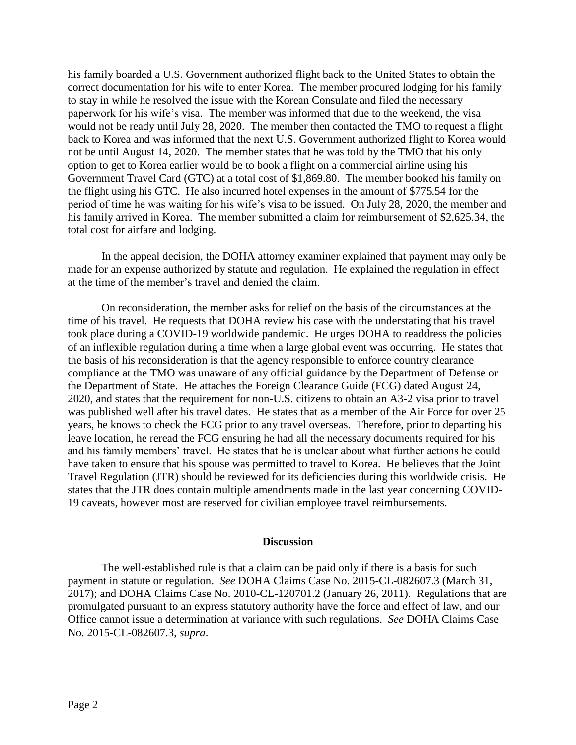his family boarded a U.S. Government authorized flight back to the United States to obtain the correct documentation for his wife to enter Korea. The member procured lodging for his family to stay in while he resolved the issue with the Korean Consulate and filed the necessary paperwork for his wife's visa. The member was informed that due to the weekend, the visa would not be ready until July 28, 2020. The member then contacted the TMO to request a flight back to Korea and was informed that the next U.S. Government authorized flight to Korea would not be until August 14, 2020. The member states that he was told by the TMO that his only option to get to Korea earlier would be to book a flight on a commercial airline using his Government Travel Card (GTC) at a total cost of $1,869.80. The member booked his family on the flight using his GTC. He also incurred hotel expenses in the amount of $775.54 for the period of time he was waiting for his wife's visa to be issued. On July 28, 2020, the member and his family arrived in Korea. The member submitted a claim for reimbursement of $2,625.34, the total cost for airfare and lodging.

In the appeal decision, the DOHA attorney examiner explained that payment may only be made for an expense authorized by statute and regulation. He explained the regulation in effect at the time of the member's travel and denied the claim.

On reconsideration, the member asks for relief on the basis of the circumstances at the time of his travel. He requests that DOHA review his case with the understating that his travel took place during a COVID-19 worldwide pandemic. He urges DOHA to readdress the policies of an inflexible regulation during a time when a large global event was occurring. He states that the basis of his reconsideration is that the agency responsible to enforce country clearance compliance at the TMO was unaware of any official guidance by the Department of Defense or the Department of State. He attaches the Foreign Clearance Guide (FCG) dated August 24, 2020, and states that the requirement for non-U.S. citizens to obtain an A3-2 visa prior to travel was published well after his travel dates. He states that as a member of the Air Force for over 25 years, he knows to check the FCG prior to any travel overseas. Therefore, prior to departing his leave location, he reread the FCG ensuring he had all the necessary documents required for his and his family members' travel. He states that he is unclear about what further actions he could have taken to ensure that his spouse was permitted to travel to Korea. He believes that the Joint Travel Regulation (JTR) should be reviewed for its deficiencies during this worldwide crisis. He states that the JTR does contain multiple amendments made in the last year concerning COVID-19 caveats, however most are reserved for civilian employee travel reimbursements.

## Discussion

The well-established rule is that a claim can be paid only if there is a basis for such payment in statute or regulation. *See* DOHA Claims Case No. 2015-CL-082607.3 (March 31, 2017); and DOHA Claims Case No. 2010-CL-120701.2 (January 26, 2011). Regulations that are promulgated pursuant to an express statutory authority have the force and effect of law, and our Office cannot issue a determination at variance with such regulations. *See* DOHA Claims Case No. 2015-CL-082607.3, *supra*.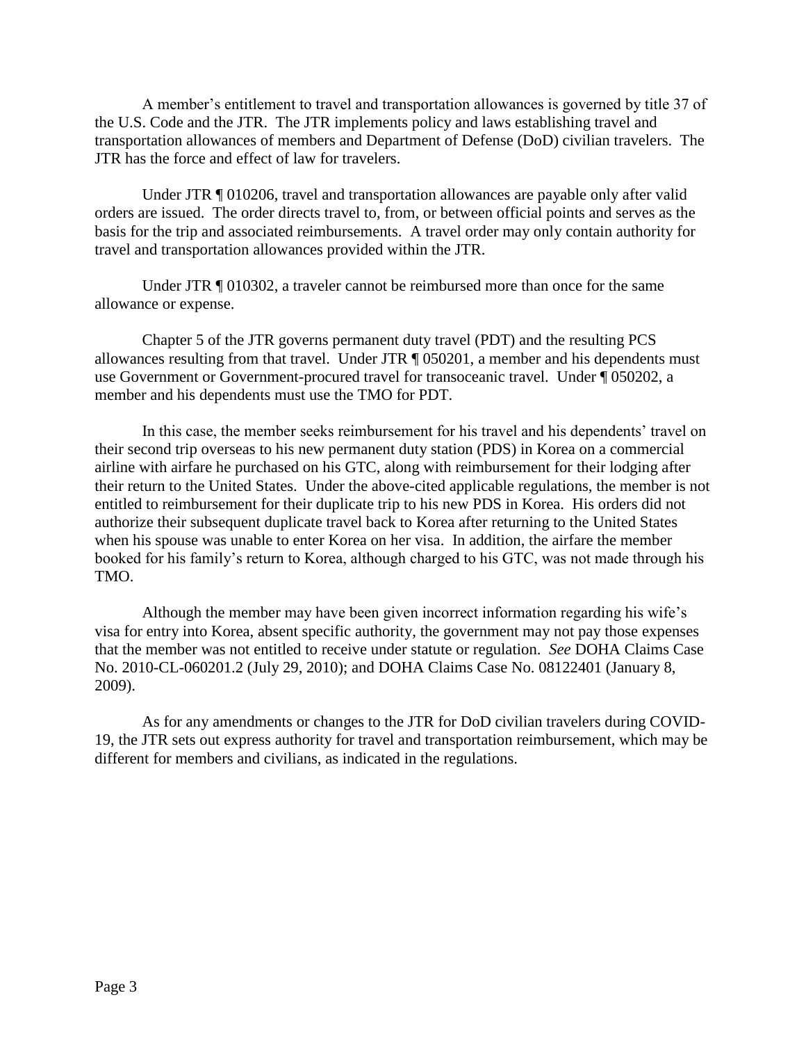A member's entitlement to travel and transportation allowances is governed by title 37 of the U.S. Code and the JTR. The JTR implements policy and laws establishing travel and transportation allowances of members and Department of Defense (DoD) civilian travelers. The JTR has the force and effect of law for travelers.

Under JTR ¶ 010206, travel and transportation allowances are payable only after valid orders are issued. The order directs travel to, from, or between official points and serves as the basis for the trip and associated reimbursements. A travel order may only contain authority for travel and transportation allowances provided within the JTR.

Under JTR ¶ 010302, a traveler cannot be reimbursed more than once for the same allowance or expense.

Chapter 5 of the JTR governs permanent duty travel (PDT) and the resulting PCS allowances resulting from that travel. Under JTR ¶ 050201, a member and his dependents must use Government or Government-procured travel for transoceanic travel. Under ¶ 050202, a member and his dependents must use the TMO for PDT.

In this case, the member seeks reimbursement for his travel and his dependents' travel on their second trip overseas to his new permanent duty station (PDS) in Korea on a commercial airline with airfare he purchased on his GTC, along with reimbursement for their lodging after their return to the United States. Under the above-cited applicable regulations, the member is not entitled to reimbursement for their duplicate trip to his new PDS in Korea. His orders did not authorize their subsequent duplicate travel back to Korea after returning to the United States when his spouse was unable to enter Korea on her visa. In addition, the airfare the member booked for his family's return to Korea, although charged to his GTC, was not made through his TMO.

Although the member may have been given incorrect information regarding his wife's visa for entry into Korea, absent specific authority, the government may not pay those expenses that the member was not entitled to receive under statute or regulation. *See* DOHA Claims Case No. 2010-CL-060201.2 (July 29, 2010); and DOHA Claims Case No. 08122401 (January 8, 2009).

As for any amendments or changes to the JTR for DoD civilian travelers during COVID-19, the JTR sets out express authority for travel and transportation reimbursement, which may be different for members and civilians, as indicated in the regulations.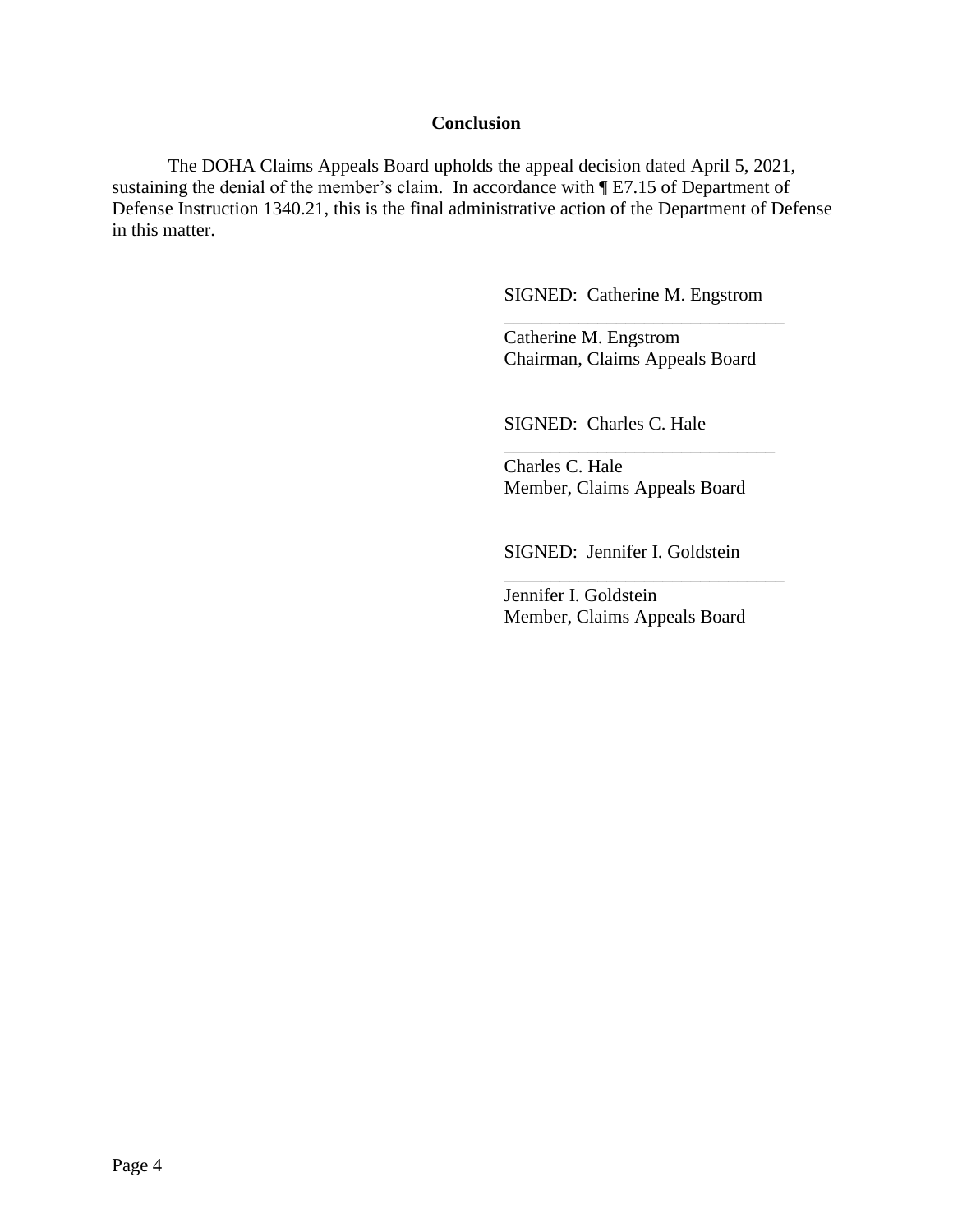## Conclusion

The DOHA Claims Appeals Board upholds the appeal decision dated April 5, 2021, sustaining the denial of the member's claim. In accordance with ¶ E7.15 of Department of Defense Instruction 1340.21, this is the final administrative action of the Department of Defense in this matter.

SIGNED: Catherine M. Engstrom

______________________________

Catherine M. Engstrom
Chairman, Claims Appeals Board

SIGNED: Charles C. Hale

______________________________

Charles C. Hale
Member, Claims Appeals Board

SIGNED: Jennifer I. Goldstein

______________________________

Jennifer I. Goldstein
Member, Claims Appeals Board